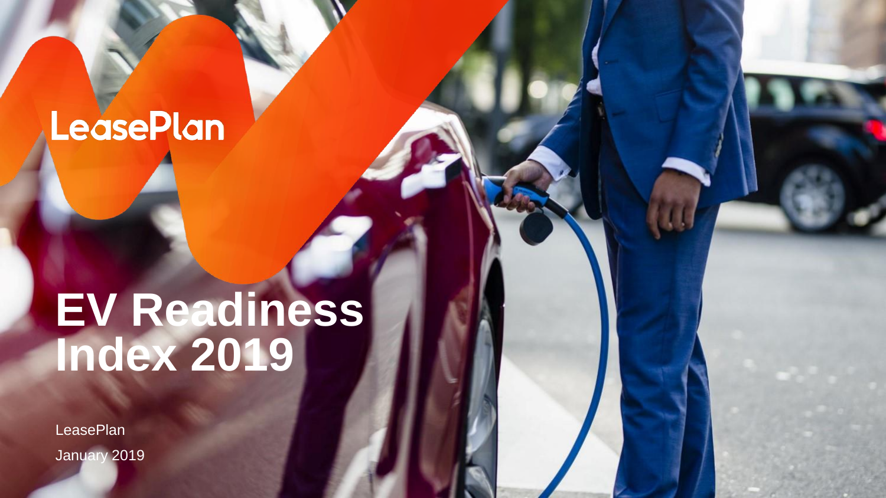LeasePlan

# EV Readiness Index 2019

LeasePlan

January 2019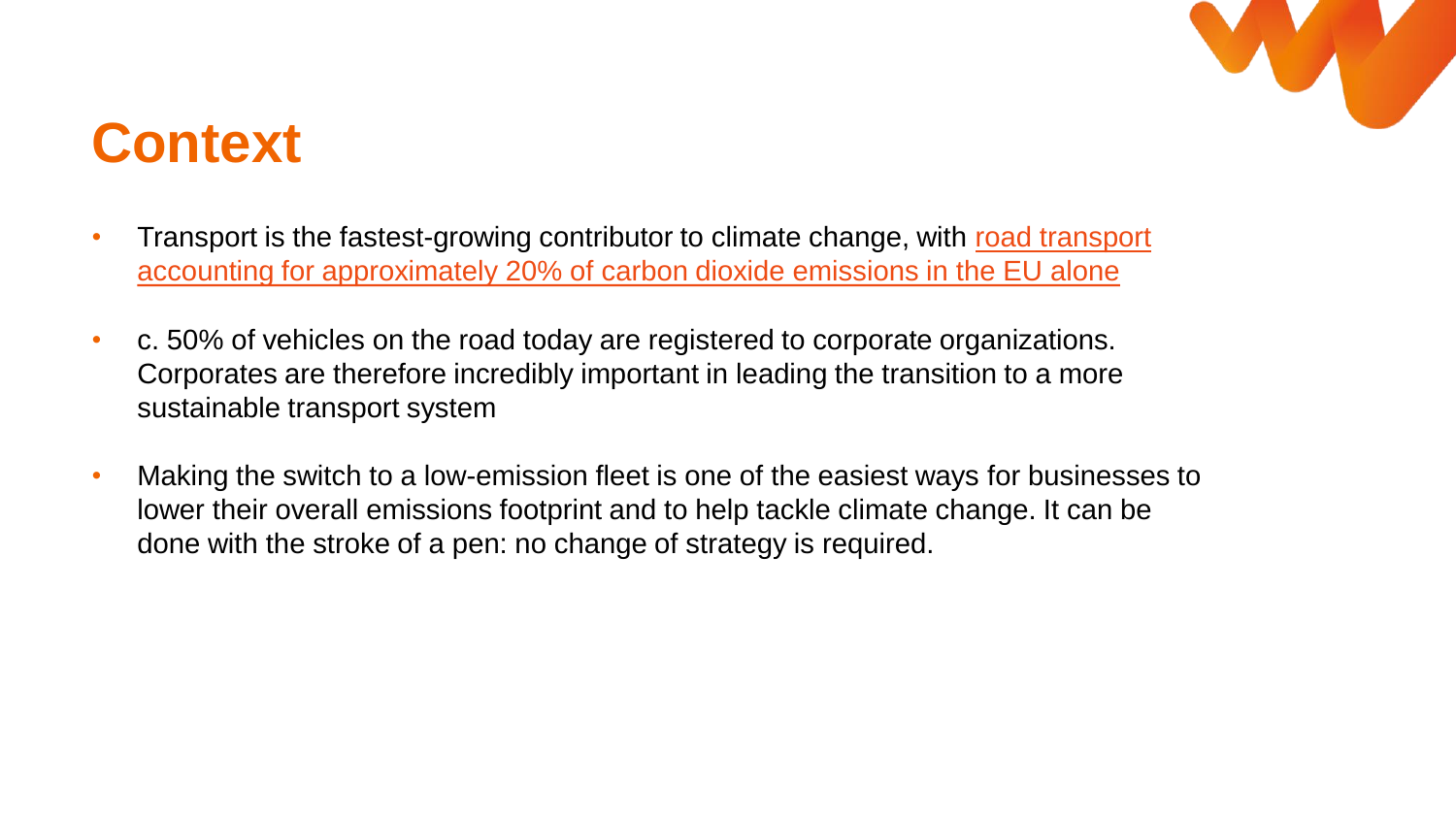# Context

- Transport is the fastest-growing contributor to climate change, with road transport accounting for approximately 20% of carbon dioxide emissions in the EU alone
- c. 50% of vehicles on the road today are registered to corporate organizations. Corporates are therefore incredibly important in leading the transition to a more sustainable transport system
- Making the switch to a low-emission fleet is one of the easiest ways for businesses to lower their overall emissions footprint and to help tackle climate change. It can be done with the stroke of a pen: no change of strategy is required.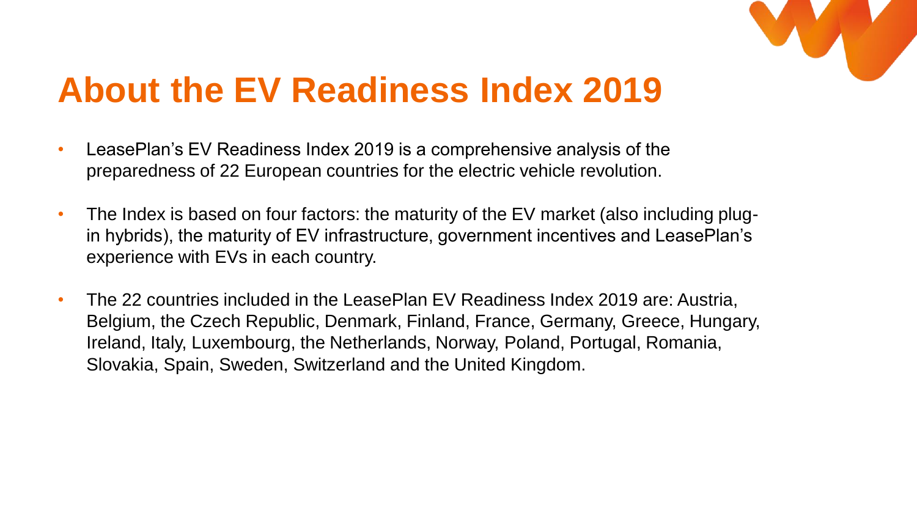# About the EV Readiness Index 2019

- LeasePlan's EV Readiness Index 2019 is a comprehensive analysis of the preparedness of 22 European countries for the electric vehicle revolution.
- The Index is based on four factors: the maturity of the EV market (also including plug-in hybrids), the maturity of EV infrastructure, government incentives and LeasePlan's experience with EVs in each country.
- The 22 countries included in the LeasePlan EV Readiness Index 2019 are: Austria, Belgium, the Czech Republic, Denmark, Finland, France, Germany, Greece, Hungary, Ireland, Italy, Luxembourg, the Netherlands, Norway, Poland, Portugal, Romania, Slovakia, Spain, Sweden, Switzerland and the United Kingdom.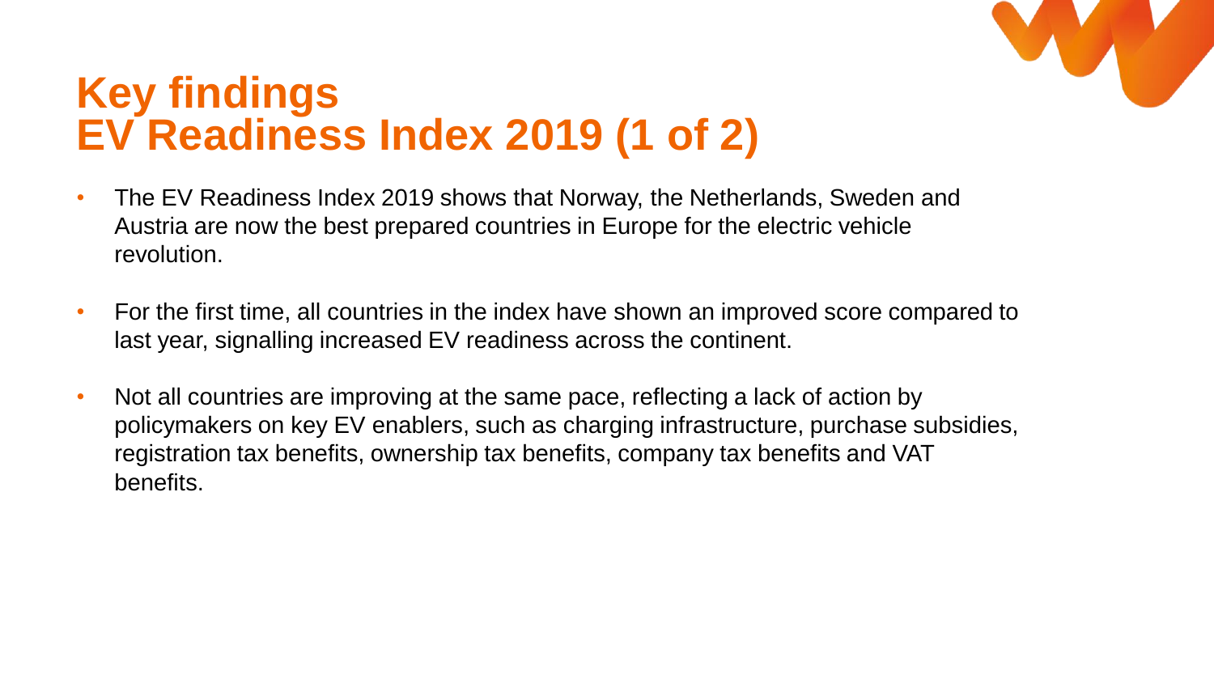# Key findings
# EV Readiness Index 2019 (1 of 2)

- The EV Readiness Index 2019 shows that Norway, the Netherlands, Sweden and Austria are now the best prepared countries in Europe for the electric vehicle revolution.
- For the first time, all countries in the index have shown an improved score compared to last year, signalling increased EV readiness across the continent.
- Not all countries are improving at the same pace, reflecting a lack of action by policymakers on key EV enablers, such as charging infrastructure, purchase subsidies, registration tax benefits, ownership tax benefits, company tax benefits and VAT benefits.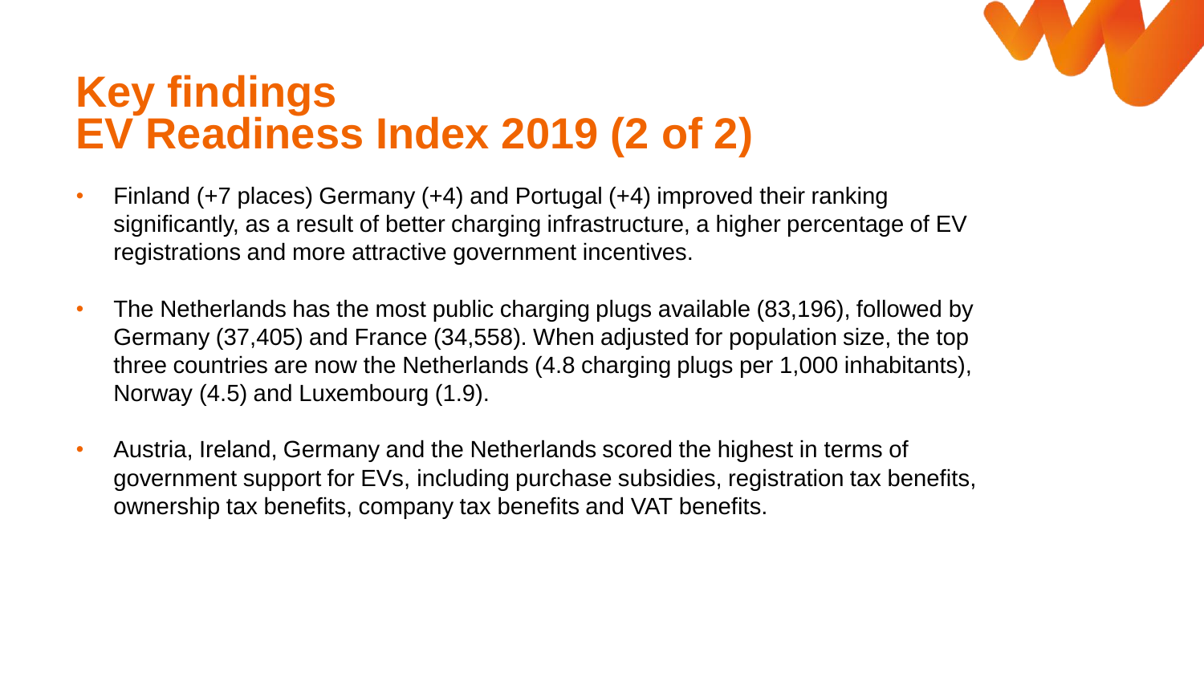# Key findings
# EV Readiness Index 2019 (2 of 2)

- Finland (+7 places) Germany (+4) and Portugal (+4) improved their ranking significantly, as a result of better charging infrastructure, a higher percentage of EV registrations and more attractive government incentives.
- The Netherlands has the most public charging plugs available (83,196), followed by Germany (37,405) and France (34,558). When adjusted for population size, the top three countries are now the Netherlands (4.8 charging plugs per 1,000 inhabitants), Norway (4.5) and Luxembourg (1.9).
- Austria, Ireland, Germany and the Netherlands scored the highest in terms of government support for EVs, including purchase subsidies, registration tax benefits, ownership tax benefits, company tax benefits and VAT benefits.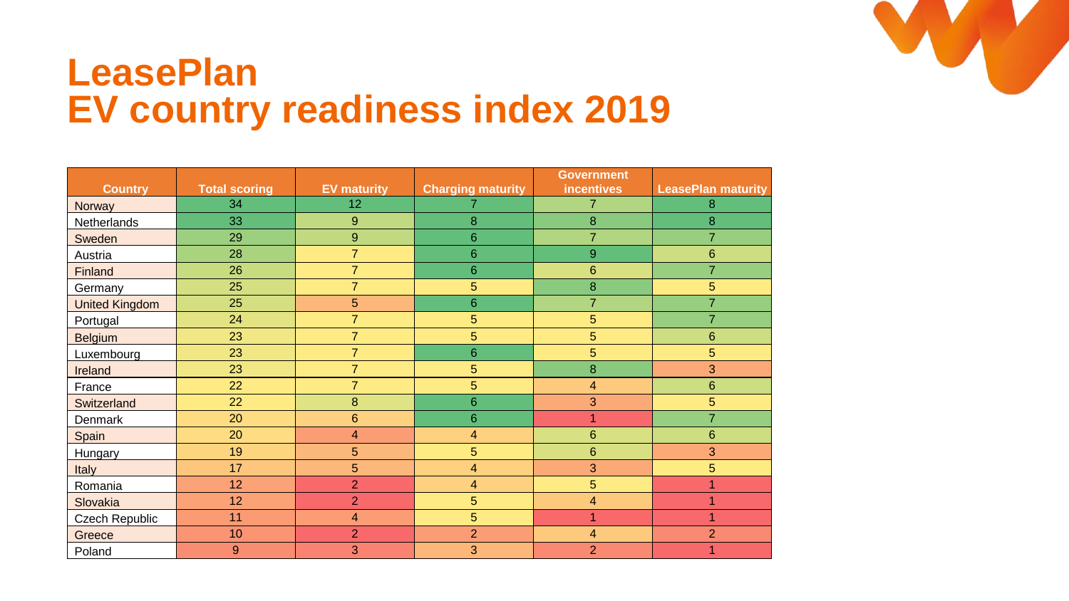# LeasePlan
# EV country readiness index 2019

| Country | Total scoring | EV maturity | Charging maturity | Government incentives | LeasePlan maturity |
|---|---|---|---|---|---|
| Norway | 34 | 12 | 7 | 7 | 8 |
| Netherlands | 33 | 9 | 8 | 8 | 8 |
| Sweden | 29 | 9 | 6 | 7 | 7 |
| Austria | 28 | 7 | 6 | 9 | 6 |
| Finland | 26 | 7 | 6 | 6 | 7 |
| Germany | 25 | 7 | 5 | 8 | 5 |
| United Kingdom | 25 | 5 | 6 | 7 | 7 |
| Portugal | 24 | 7 | 5 | 5 | 7 |
| Belgium | 23 | 7 | 5 | 5 | 6 |
| Luxembourg | 23 | 7 | 6 | 5 | 5 |
| Ireland | 23 | 7 | 5 | 8 | 3 |
| France | 22 | 7 | 5 | 4 | 6 |
| Switzerland | 22 | 8 | 6 | 3 | 5 |
| Denmark | 20 | 6 | 6 | 1 | 7 |
| Spain | 20 | 4 | 4 | 6 | 6 |
| Hungary | 19 | 5 | 5 | 6 | 3 |
| Italy | 17 | 5 | 4 | 3 | 5 |
| Romania | 12 | 2 | 4 | 5 | 1 |
| Slovakia | 12 | 2 | 5 | 4 | 1 |
| Czech Republic | 11 | 4 | 5 | 1 | 1 |
| Greece | 10 | 2 | 2 | 4 | 2 |
| Poland | 9 | 3 | 3 | 2 | 1 |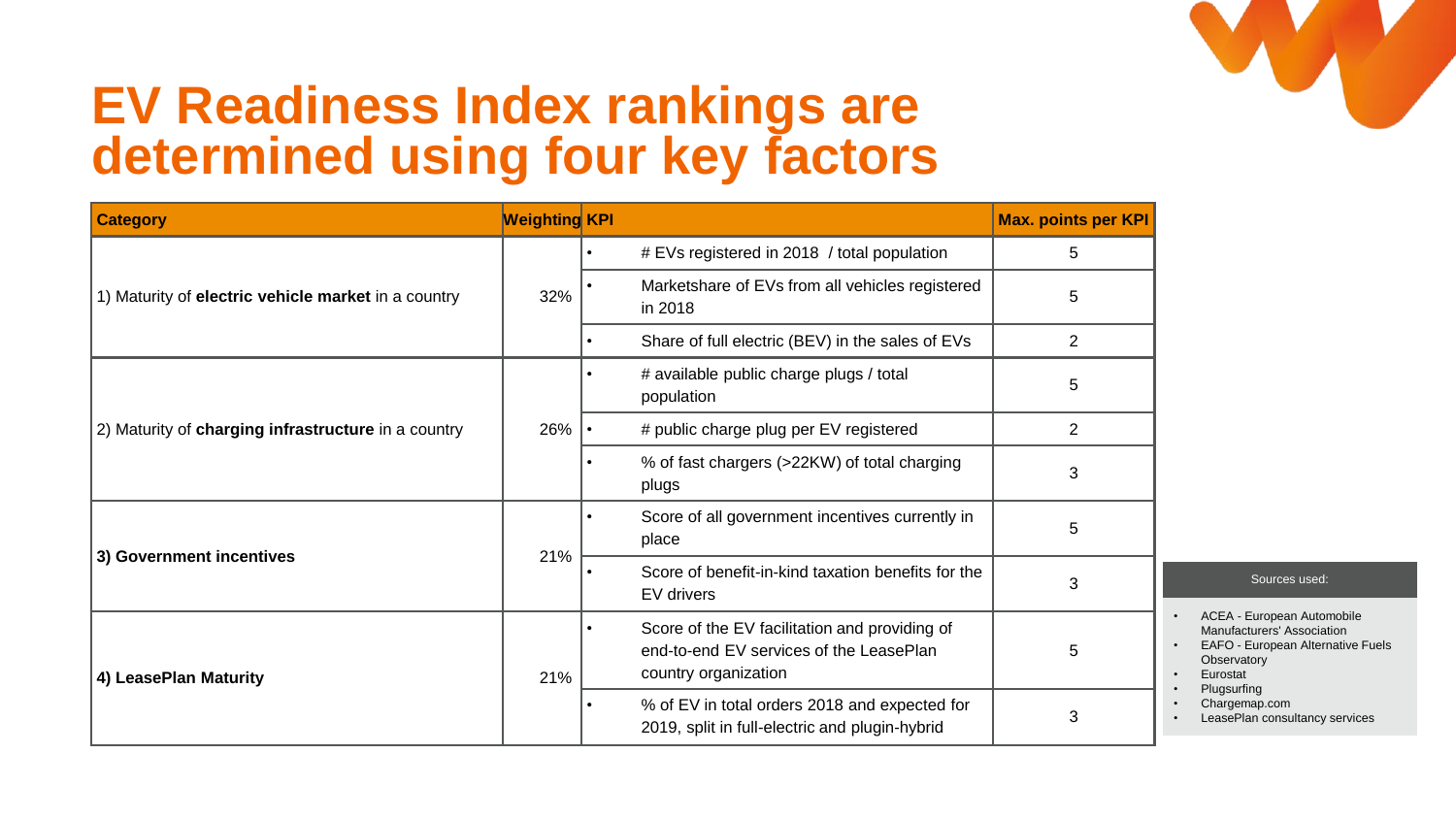# EV Readiness Index rankings are determined using four key factors

| Category | Weighting | KPI | Max. points per KPI |
|---|---|---|---|
| 1) Maturity of **electric vehicle market** in a country | 32% | • # EVs registered in 2018 / total population | 5 |
| | | • Marketshare of EVs from all vehicles registered in 2018 | 5 |
| | | • Share of full electric (BEV) in the sales of EVs | 2 |
| 2) Maturity of **charging infrastructure** in a country | 26% | • # available public charge plugs / total population | 5 |
| | | • # public charge plug per EV registered | 2 |
| | | • % of fast chargers (>22KW) of total charging plugs | 3 |
| **3) Government incentives** | 21% | • Score of all government incentives currently in place | 5 |
| | | • Score of benefit-in-kind taxation benefits for the EV drivers | 3 |
| **4) LeasePlan Maturity** | 21% | • Score of the EV facilitation and providing of end-to-end EV services of the LeasePlan country organization | 5 |
| | | • % of EV in total orders 2018 and expected for 2019, split in full-electric and plugin-hybrid | 3 |

Sources used:

- ACEA - European Automobile Manufacturers' Association
- EAFO - European Alternative Fuels Observatory
- Eurostat
- Plugsurfing
- Chargemap.com
- LeasePlan consultancy services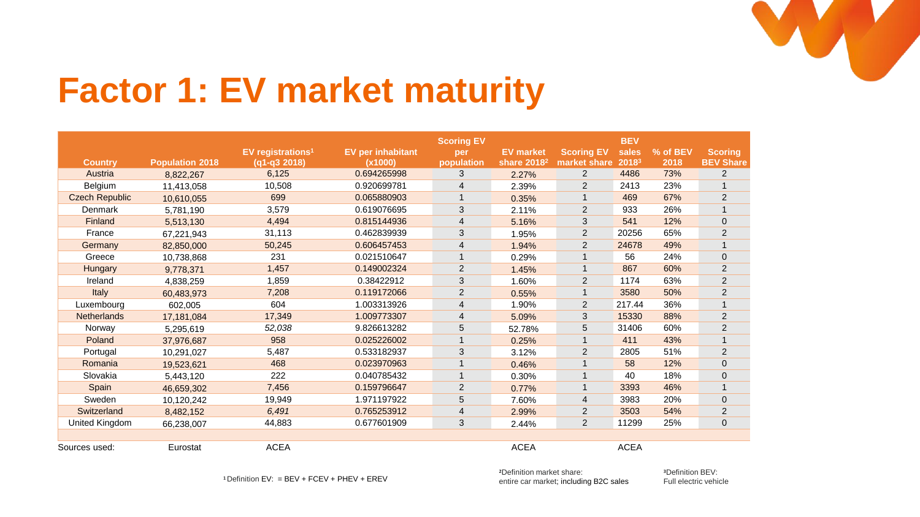# Factor 1: EV market maturity

| Country | Population 2018 | EV registrations[1] (q1-q3 2018) | EV per inhabitant (x1000) | Scoring EV per population | EV market share 2018[2] | Scoring EV market share | BEV sales 2018[3] | % of BEV 2018 | Scoring BEV Share |
|---|---|---|---|---|---|---|---|---|---|
| Austria | 8,822,267 | 6,125 | 0.694265998 | 3 | 2.27% | 2 | 4486 | 73% | 2 |
| Belgium | 11,413,058 | 10,508 | 0.920699781 | 4 | 2.39% | 2 | 2413 | 23% | 1 |
| Czech Republic | 10,610,055 | 699 | 0.065880903 | 1 | 0.35% | 1 | 469 | 67% | 2 |
| Denmark | 5,781,190 | 3,579 | 0.619076695 | 3 | 2.11% | 2 | 933 | 26% | 1 |
| Finland | 5,513,130 | 4,494 | 0.815144936 | 4 | 5.16% | 3 | 541 | 12% | 0 |
| France | 67,221,943 | 31,113 | 0.462839939 | 3 | 1.95% | 2 | 20256 | 65% | 2 |
| Germany | 82,850,000 | 50,245 | 0.606457453 | 4 | 1.94% | 2 | 24678 | 49% | 1 |
| Greece | 10,738,868 | 231 | 0.021510647 | 1 | 0.29% | 1 | 56 | 24% | 0 |
| Hungary | 9,778,371 | 1,457 | 0.149002324 | 2 | 1.45% | 1 | 867 | 60% | 2 |
| Ireland | 4,838,259 | 1,859 | 0.38422912 | 3 | 1.60% | 2 | 1174 | 63% | 2 |
| Italy | 60,483,973 | 7,208 | 0.119172066 | 2 | 0.55% | 1 | 3580 | 50% | 2 |
| Luxembourg | 602,005 | 604 | 1.003313926 | 4 | 1.90% | 2 | 217.44 | 36% | 1 |
| Netherlands | 17,181,084 | 17,349 | 1.009773307 | 4 | 5.09% | 3 | 15330 | 88% | 2 |
| Norway | 5,295,619 | *52,038* | 9.826613282 | 5 | 52.78% | 5 | 31406 | 60% | 2 |
| Poland | 37,976,687 | 958 | 0.025226002 | 1 | 0.25% | 1 | 411 | 43% | 1 |
| Portugal | 10,291,027 | 5,487 | 0.533182937 | 3 | 3.12% | 2 | 2805 | 51% | 2 |
| Romania | 19,523,621 | 468 | 0.023970963 | 1 | 0.46% | 1 | 58 | 12% | 0 |
| Slovakia | 5,443,120 | 222 | 0.040785432 | 1 | 0.30% | 1 | 40 | 18% | 0 |
| Spain | 46,659,302 | 7,456 | 0.159796647 | 2 | 0.77% | 1 | 3393 | 46% | 1 |
| Sweden | 10,120,242 | 19,949 | 1.971197922 | 5 | 7.60% | 4 | 3983 | 20% | 0 |
| Switzerland | 8,482,152 | *6,491* | 0.765253912 | 4 | 2.99% | 2 | 3503 | 54% | 2 |
| United Kingdom | 66,238,007 | 44,883 | 0.677601909 | 3 | 2.44% | 2 | 11299 | 25% | 0 |
| | | | | | | | | | |
| Sources used: | Eurostat | ACEA | | | ACEA | | ACEA | | |

[1] Definition EV: = BEV + FCEV + PHEV + EREV

[2] Definition market share: entire car market; including B2C sales

[3] Definition BEV: Full electric vehicle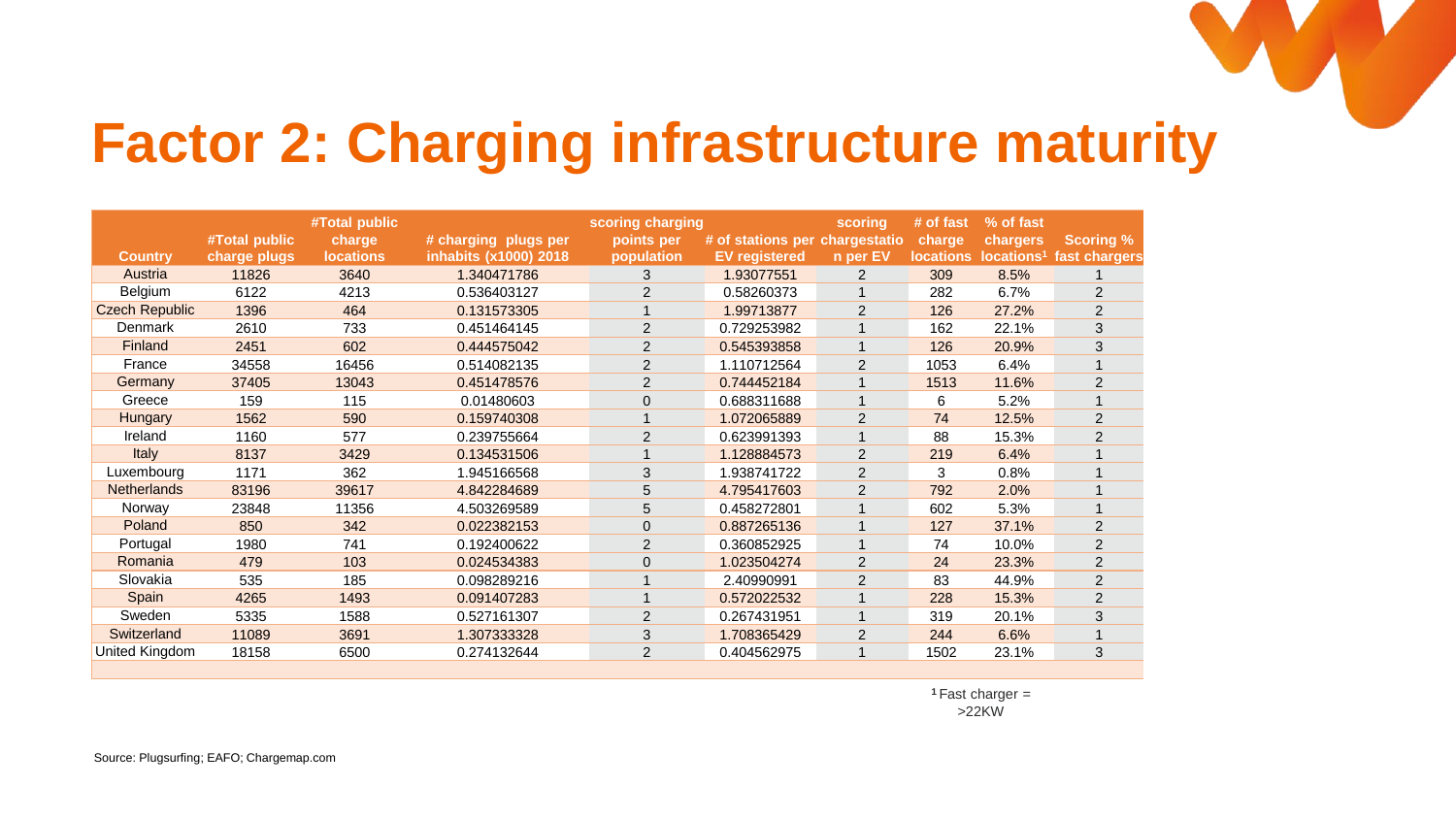# Factor 2: Charging infrastructure maturity

| Country | #Total public charge plugs | #Total public charge locations | # charging plugs per inhabits (x1000) 2018 | scoring charging points per population | # of stations per EV registered | scoring chargestation per EV | # of fast charge locations | % of fast chargers locations[1] | Scoring % fast chargers |
|---|---|---|---|---|---|---|---|---|---|
| Austria | 11826 | 3640 | 1.340471786 | 3 | 1.93077551 | 2 | 309 | 8.5% | 1 |
| Belgium | 6122 | 4213 | 0.536403127 | 2 | 0.58260373 | 1 | 282 | 6.7% | 2 |
| Czech Republic | 1396 | 464 | 0.131573305 | 1 | 1.99713877 | 2 | 126 | 27.2% | 2 |
| Denmark | 2610 | 733 | 0.451464145 | 2 | 0.729253982 | 1 | 162 | 22.1% | 3 |
| Finland | 2451 | 602 | 0.444575042 | 2 | 0.545393858 | 1 | 126 | 20.9% | 3 |
| France | 34558 | 16456 | 0.514082135 | 2 | 1.110712564 | 2 | 1053 | 6.4% | 1 |
| Germany | 37405 | 13043 | 0.451478576 | 2 | 0.744452184 | 1 | 1513 | 11.6% | 2 |
| Greece | 159 | 115 | 0.01480603 | 0 | 0.688311688 | 1 | 6 | 5.2% | 1 |
| Hungary | 1562 | 590 | 0.159740308 | 1 | 1.072065889 | 2 | 74 | 12.5% | 2 |
| Ireland | 1160 | 577 | 0.239755664 | 2 | 0.623991393 | 1 | 88 | 15.3% | 2 |
| Italy | 8137 | 3429 | 0.134531506 | 1 | 1.128884573 | 2 | 219 | 6.4% | 1 |
| Luxembourg | 1171 | 362 | 1.945166568 | 3 | 1.938741722 | 2 | 3 | 0.8% | 1 |
| Netherlands | 83196 | 39617 | 4.842284689 | 5 | 4.795417603 | 2 | 792 | 2.0% | 1 |
| Norway | 23848 | 11356 | 4.503269589 | 5 | 0.458272801 | 1 | 602 | 5.3% | 1 |
| Poland | 850 | 342 | 0.022382153 | 0 | 0.887265136 | 1 | 127 | 37.1% | 2 |
| Portugal | 1980 | 741 | 0.192400622 | 2 | 0.360852925 | 1 | 74 | 10.0% | 2 |
| Romania | 479 | 103 | 0.024534383 | 0 | 1.023504274 | 2 | 24 | 23.3% | 2 |
| Slovakia | 535 | 185 | 0.098289216 | 1 | 2.40990991 | 2 | 83 | 44.9% | 2 |
| Spain | 4265 | 1493 | 0.091407283 | 1 | 0.572022532 | 1 | 228 | 15.3% | 2 |
| Sweden | 5335 | 1588 | 0.527161307 | 2 | 0.267431951 | 1 | 319 | 20.1% | 3 |
| Switzerland | 11089 | 3691 | 1.307333328 | 3 | 1.708365429 | 2 | 244 | 6.6% | 1 |
| United Kingdom | 18158 | 6500 | 0.274132644 | 2 | 0.404562975 | 1 | 1502 | 23.1% | 3 |

[1] Fast charger = >22KW

Source: Plugsurfing; EAFO; Chargemap.com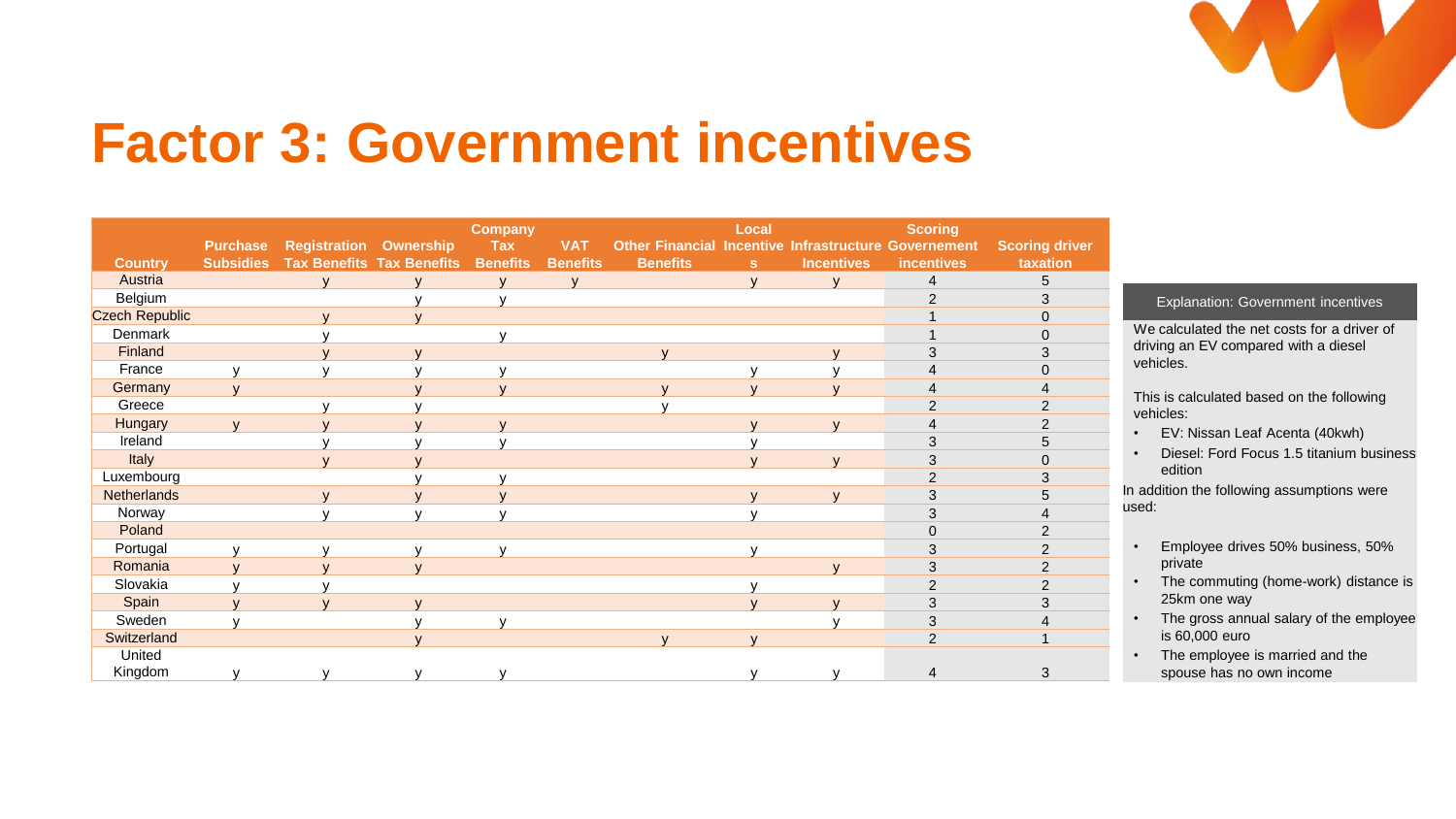# Factor 3: Government incentives

| Country | Purchase Subsidies | Registration Tax Benefits | Ownership Tax Benefits | Company Tax Benefits | VAT Benefits | Other Financial Benefits | Local Incentives | Infrastructure Incentives | Scoring Governement incentives | Scoring driver taxation |
|---|---|---|---|---|---|---|---|---|---|---|
| Austria | | y | y | y | y | | y | y | 4 | 5 |
| Belgium | | | y | y | | | | | 2 | 3 |
| Czech Republic | | y | y | | | | | | 1 | 0 |
| Denmark | | y | | y | | | | | 1 | 0 |
| Finland | | y | y | | | y | | y | 3 | 3 |
| France | y | y | y | y | | | y | y | 4 | 0 |
| Germany | y | | y | y | | y | y | y | 4 | 4 |
| Greece | | y | y | | | y | | | 2 | 2 |
| Hungary | y | y | y | y | | | y | y | 4 | 2 |
| Ireland | | y | y | y | | | y | | 3 | 5 |
| Italy | | y | y | | | | y | y | 3 | 0 |
| Luxembourg | | | y | y | | | | | 2 | 3 |
| Netherlands | | y | y | y | | | y | y | 3 | 5 |
| Norway | | y | y | y | | | y | | 3 | 4 |
| Poland | | | | | | | | | 0 | 2 |
| Portugal | y | y | y | y | | | y | | 3 | 2 |
| Romania | y | y | y | | | | | y | 3 | 2 |
| Slovakia | y | y | | | | | y | | 2 | 2 |
| Spain | y | y | y | | | | y | y | 3 | 3 |
| Sweden | y | | y | y | | | | y | 3 | 4 |
| Switzerland | | | y | | | y | y | | 2 | 1 |
| United Kingdom | y | y | y | y | | | y | y | 4 | 3 |

### Explanation: Government incentives

We calculated the net costs for a driver of driving an EV compared with a diesel vehicles.

This is calculated based on the following vehicles:

- EV: Nissan Leaf Acenta (40kwh)
- Diesel: Ford Focus 1.5 titanium business edition

In addition the following assumptions were used:

- Employee drives 50% business, 50% private
- The commuting (home-work) distance is 25km one way
- The gross annual salary of the employee is 60,000 euro
- The employee is married and the spouse has no own income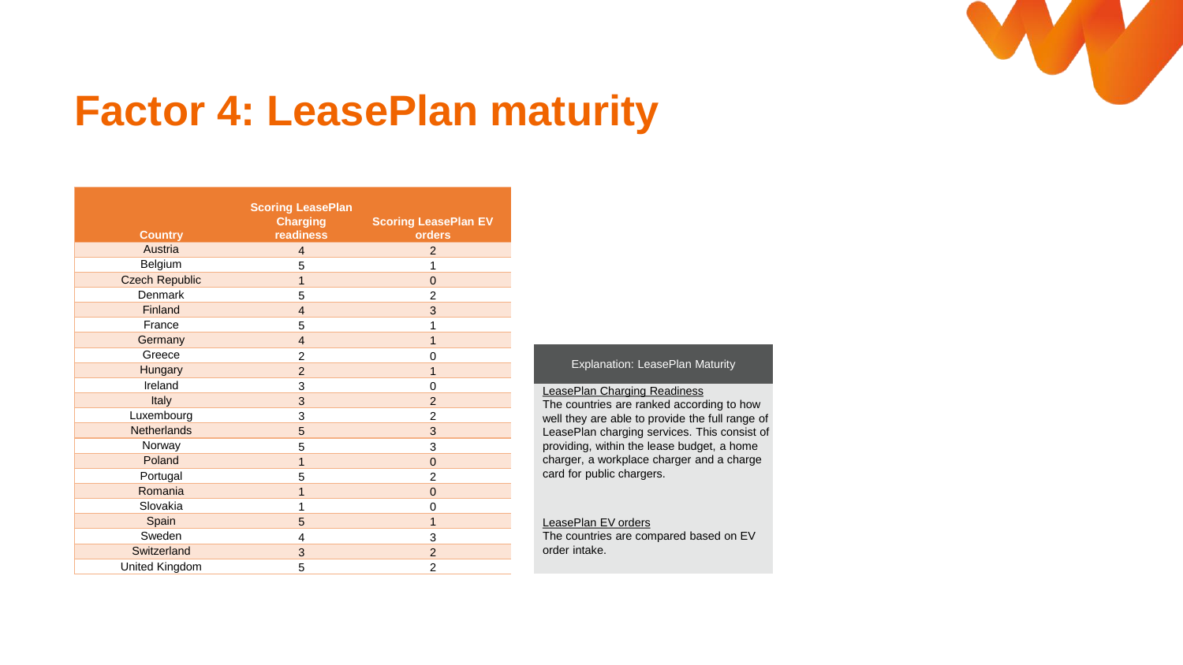# Factor 4: LeasePlan maturity

| Country | Scoring LeasePlan Charging readiness | Scoring LeasePlan EV orders |
|---|---|---|
| Austria | 4 | 2 |
| Belgium | 5 | 1 |
| Czech Republic | 1 | 0 |
| Denmark | 5 | 2 |
| Finland | 4 | 3 |
| France | 5 | 1 |
| Germany | 4 | 1 |
| Greece | 2 | 0 |
| Hungary | 2 | 1 |
| Ireland | 3 | 0 |
| Italy | 3 | 2 |
| Luxembourg | 3 | 2 |
| Netherlands | 5 | 3 |
| Norway | 5 | 3 |
| Poland | 1 | 0 |
| Portugal | 5 | 2 |
| Romania | 1 | 0 |
| Slovakia | 1 | 0 |
| Spain | 5 | 1 |
| Sweden | 4 | 3 |
| Switzerland | 3 | 2 |
| United Kingdom | 5 | 2 |

**Explanation: LeasePlan Maturity**

LeasePlan Charging Readiness
The countries are ranked according to how well they are able to provide the full range of LeasePlan charging services. This consist of providing, within the lease budget, a home charger, a workplace charger and a charge card for public chargers.

LeasePlan EV orders
The countries are compared based on EV order intake.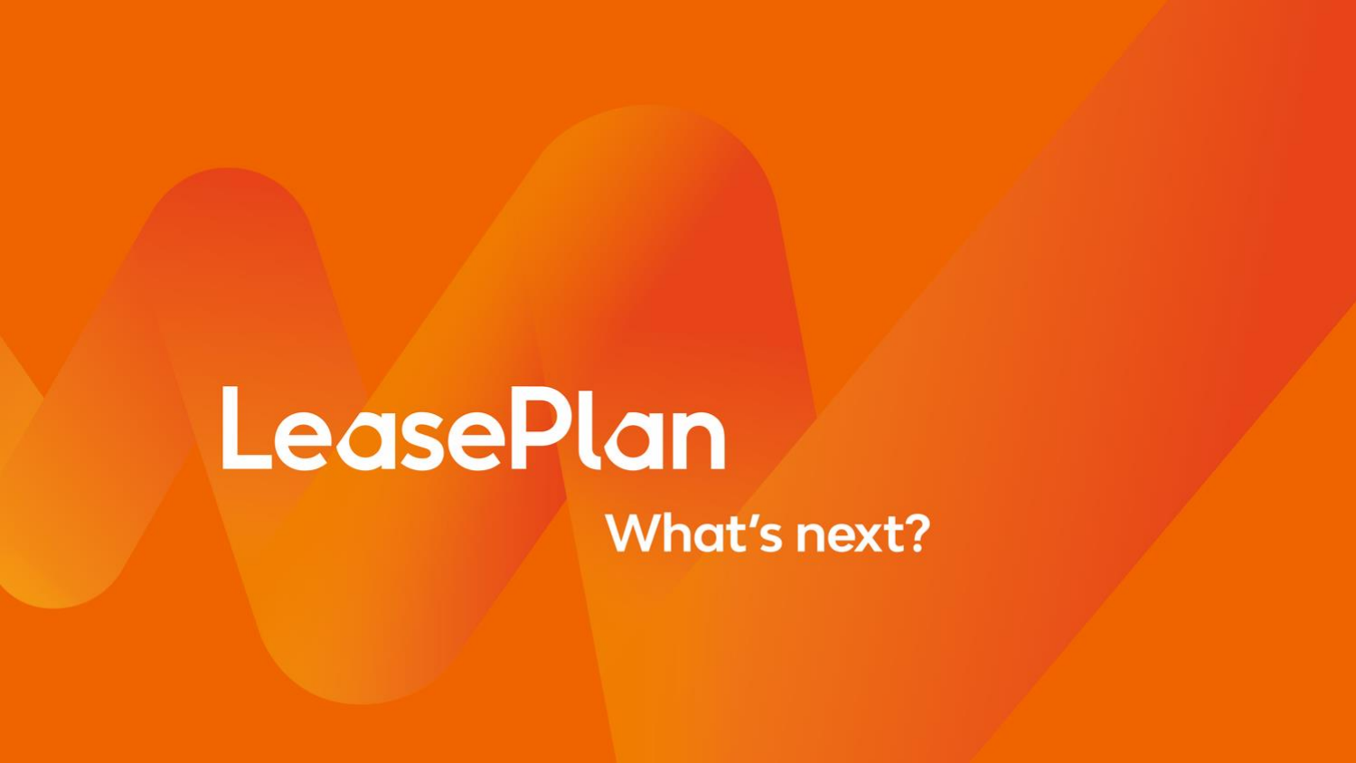LeasePlan

What's next?